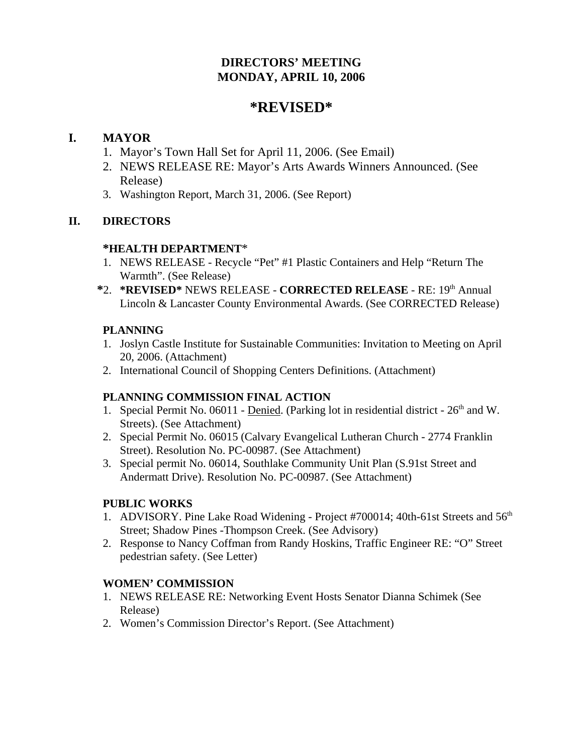# DIRECTORS' MEETING
# MONDAY, APRIL 10, 2006

# *REVISED*

## I. MAYOR

1. Mayor's Town Hall Set for April 11, 2006. (See Email)
2. NEWS RELEASE RE: Mayor's Arts Awards Winners Announced. (See Release)
3. Washington Report, March 31, 2006. (See Report)

## II. DIRECTORS

### *HEALTH DEPARTMENT*

1. NEWS RELEASE - Recycle "Pet" #1 Plastic Containers and Help "Return The Warmth". (See Release)
*2. ***REVISED*** NEWS RELEASE - **CORRECTED RELEASE** - RE: 19th Annual Lincoln & Lancaster County Environmental Awards. (See CORRECTED Release)

### PLANNING

1. Joslyn Castle Institute for Sustainable Communities: Invitation to Meeting on April 20, 2006. (Attachment)
2. International Council of Shopping Centers Definitions. (Attachment)

### PLANNING COMMISSION FINAL ACTION

1. Special Permit No. 06011 - Denied. (Parking lot in residential district - 26th and W. Streets). (See Attachment)
2. Special Permit No. 06015 (Calvary Evangelical Lutheran Church - 2774 Franklin Street). Resolution No. PC-00987. (See Attachment)
3. Special permit No. 06014, Southlake Community Unit Plan (S.91st Street and Andermatt Drive). Resolution No. PC-00987. (See Attachment)

### PUBLIC WORKS

1. ADVISORY. Pine Lake Road Widening - Project #700014; 40th-61st Streets and 56th Street; Shadow Pines -Thompson Creek. (See Advisory)
2. Response to Nancy Coffman from Randy Hoskins, Traffic Engineer RE: "O" Street pedestrian safety. (See Letter)

### WOMEN' COMMISSION

1. NEWS RELEASE RE: Networking Event Hosts Senator Dianna Schimek (See Release)
2. Women's Commission Director's Report. (See Attachment)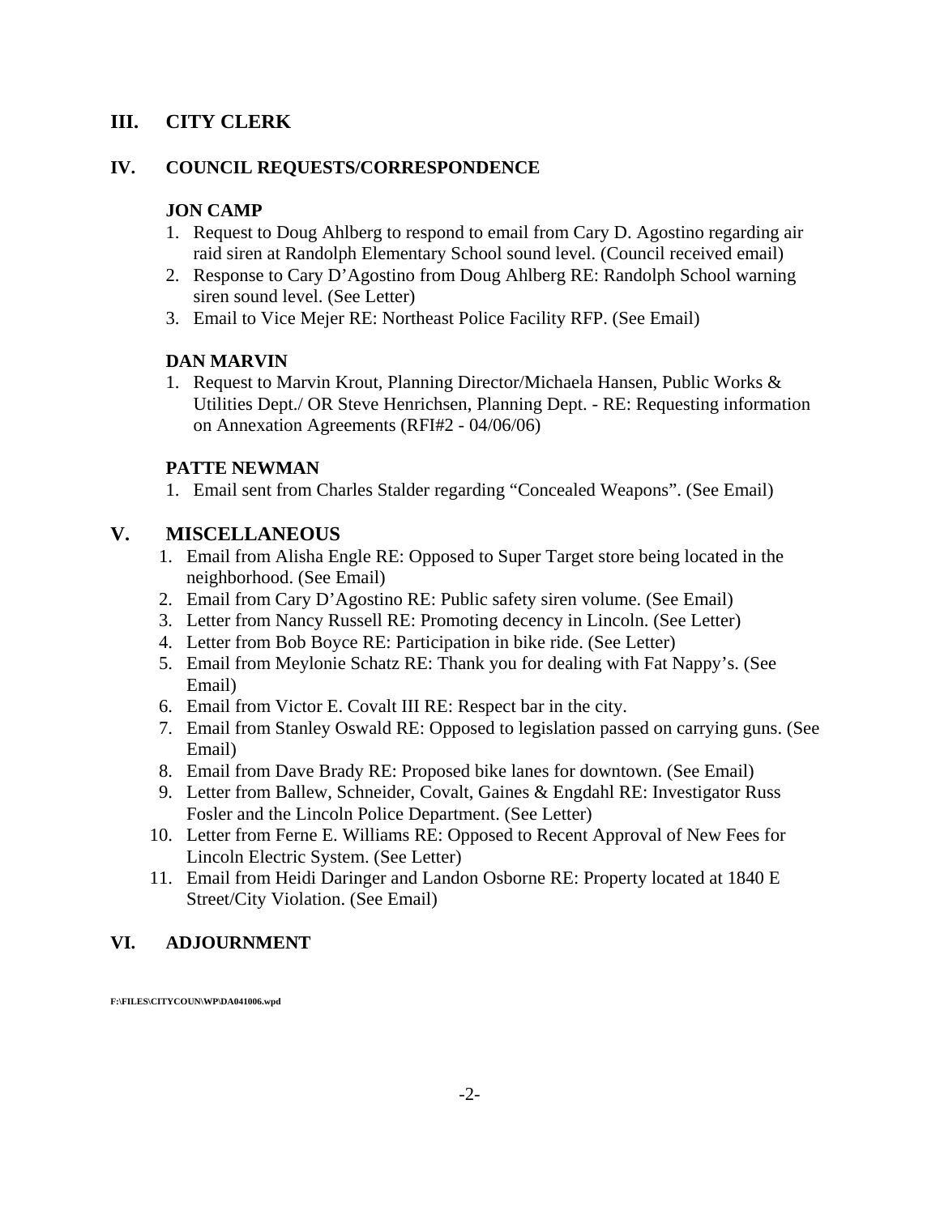## III. CITY CLERK

## IV. COUNCIL REQUESTS/CORRESPONDENCE

### JON CAMP

1. Request to Doug Ahlberg to respond to email from Cary D. Agostino regarding air raid siren at Randolph Elementary School sound level. (Council received email)
2. Response to Cary D'Agostino from Doug Ahlberg RE: Randolph School warning siren sound level. (See Letter)
3. Email to Vice Mejer RE: Northeast Police Facility RFP. (See Email)

### DAN MARVIN

1. Request to Marvin Krout, Planning Director/Michaela Hansen, Public Works & Utilities Dept./ OR Steve Henrichsen, Planning Dept. - RE: Requesting information on Annexation Agreements (RFI#2 - 04/06/06)

### PATTE NEWMAN

1. Email sent from Charles Stalder regarding "Concealed Weapons". (See Email)

## V. MISCELLANEOUS

1. Email from Alisha Engle RE: Opposed to Super Target store being located in the neighborhood. (See Email)
2. Email from Cary D'Agostino RE: Public safety siren volume. (See Email)
3. Letter from Nancy Russell RE: Promoting decency in Lincoln. (See Letter)
4. Letter from Bob Boyce RE: Participation in bike ride. (See Letter)
5. Email from Meylonie Schatz RE: Thank you for dealing with Fat Nappy's. (See Email)
6. Email from Victor E. Covalt III RE: Respect bar in the city.
7. Email from Stanley Oswald RE: Opposed to legislation passed on carrying guns. (See Email)
8. Email from Dave Brady RE: Proposed bike lanes for downtown. (See Email)
9. Letter from Ballew, Schneider, Covalt, Gaines & Engdahl RE: Investigator Russ Fosler and the Lincoln Police Department. (See Letter)
10. Letter from Ferne E. Williams RE: Opposed to Recent Approval of New Fees for Lincoln Electric System. (See Letter)
11. Email from Heidi Daringer and Landon Osborne RE: Property located at 1840 E Street/City Violation. (See Email)

## VI. ADJOURNMENT

F:\FILES\CITYCOUN\WP\DA041006.wpd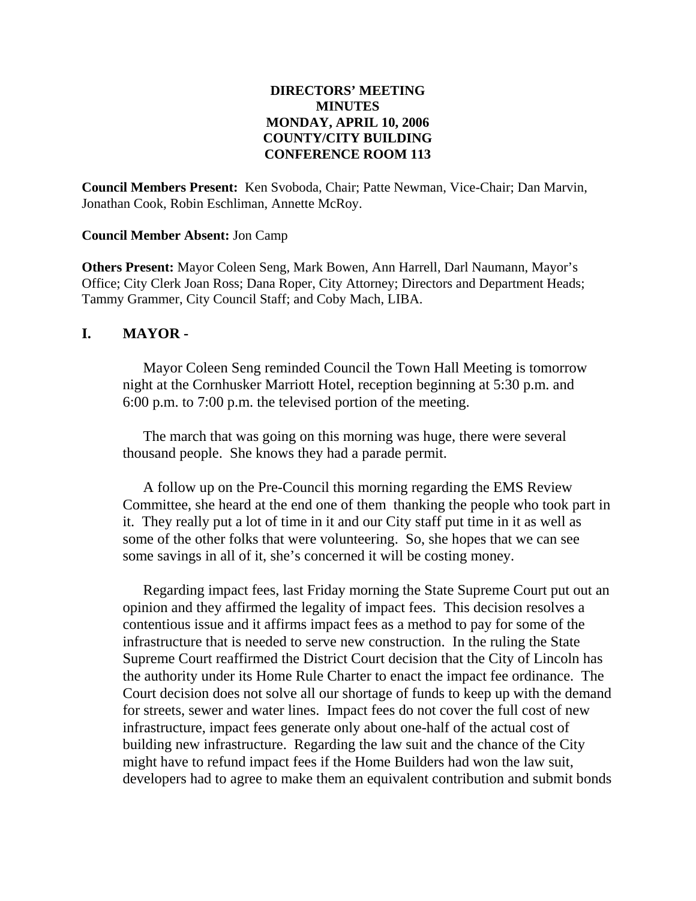**DIRECTORS' MEETING**
**MINUTES**
**MONDAY, APRIL 10, 2006**
**COUNTY/CITY BUILDING**
**CONFERENCE ROOM 113**

**Council Members Present:** Ken Svoboda, Chair; Patte Newman, Vice-Chair; Dan Marvin, Jonathan Cook, Robin Eschliman, Annette McRoy.

**Council Member Absent:** Jon Camp

**Others Present:** Mayor Coleen Seng, Mark Bowen, Ann Harrell, Darl Naumann, Mayor's Office; City Clerk Joan Ross; Dana Roper, City Attorney; Directors and Department Heads; Tammy Grammer, City Council Staff; and Coby Mach, LIBA.

## I. MAYOR -

Mayor Coleen Seng reminded Council the Town Hall Meeting is tomorrow night at the Cornhusker Marriott Hotel, reception beginning at 5:30 p.m. and 6:00 p.m. to 7:00 p.m. the televised portion of the meeting.

The march that was going on this morning was huge, there were several thousand people. She knows they had a parade permit.

A follow up on the Pre-Council this morning regarding the EMS Review Committee, she heard at the end one of them thanking the people who took part in it. They really put a lot of time in it and our City staff put time in it as well as some of the other folks that were volunteering. So, she hopes that we can see some savings in all of it, she's concerned it will be costing money.

Regarding impact fees, last Friday morning the State Supreme Court put out an opinion and they affirmed the legality of impact fees. This decision resolves a contentious issue and it affirms impact fees as a method to pay for some of the infrastructure that is needed to serve new construction. In the ruling the State Supreme Court reaffirmed the District Court decision that the City of Lincoln has the authority under its Home Rule Charter to enact the impact fee ordinance. The Court decision does not solve all our shortage of funds to keep up with the demand for streets, sewer and water lines. Impact fees do not cover the full cost of new infrastructure, impact fees generate only about one-half of the actual cost of building new infrastructure. Regarding the law suit and the chance of the City might have to refund impact fees if the Home Builders had won the law suit, developers had to agree to make them an equivalent contribution and submit bonds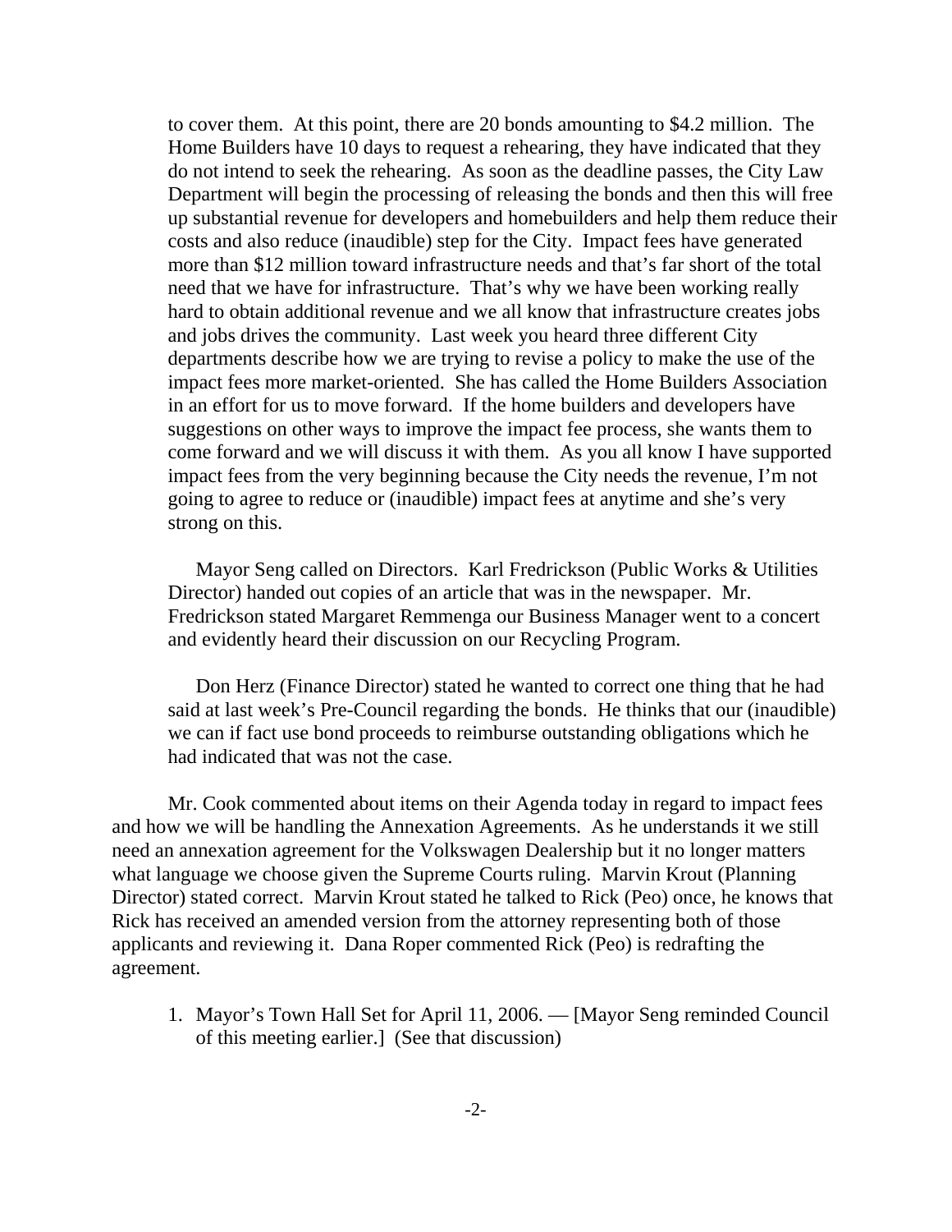to cover them. At this point, there are 20 bonds amounting to $4.2 million. The Home Builders have 10 days to request a rehearing, they have indicated that they do not intend to seek the rehearing. As soon as the deadline passes, the City Law Department will begin the processing of releasing the bonds and then this will free up substantial revenue for developers and homebuilders and help them reduce their costs and also reduce (inaudible) step for the City. Impact fees have generated more than $12 million toward infrastructure needs and that's far short of the total need that we have for infrastructure. That's why we have been working really hard to obtain additional revenue and we all know that infrastructure creates jobs and jobs drives the community. Last week you heard three different City departments describe how we are trying to revise a policy to make the use of the impact fees more market-oriented. She has called the Home Builders Association in an effort for us to move forward. If the home builders and developers have suggestions on other ways to improve the impact fee process, she wants them to come forward and we will discuss it with them. As you all know I have supported impact fees from the very beginning because the City needs the revenue, I'm not going to agree to reduce or (inaudible) impact fees at anytime and she's very strong on this.

Mayor Seng called on Directors. Karl Fredrickson (Public Works & Utilities Director) handed out copies of an article that was in the newspaper. Mr. Fredrickson stated Margaret Remmenga our Business Manager went to a concert and evidently heard their discussion on our Recycling Program.

Don Herz (Finance Director) stated he wanted to correct one thing that he had said at last week's Pre-Council regarding the bonds. He thinks that our (inaudible) we can if fact use bond proceeds to reimburse outstanding obligations which he had indicated that was not the case.

Mr. Cook commented about items on their Agenda today in regard to impact fees and how we will be handling the Annexation Agreements. As he understands it we still need an annexation agreement for the Volkswagen Dealership but it no longer matters what language we choose given the Supreme Courts ruling. Marvin Krout (Planning Director) stated correct. Marvin Krout stated he talked to Rick (Peo) once, he knows that Rick has received an amended version from the attorney representing both of those applicants and reviewing it. Dana Roper commented Rick (Peo) is redrafting the agreement.

1. Mayor's Town Hall Set for April 11, 2006. — [Mayor Seng reminded Council of this meeting earlier.] (See that discussion)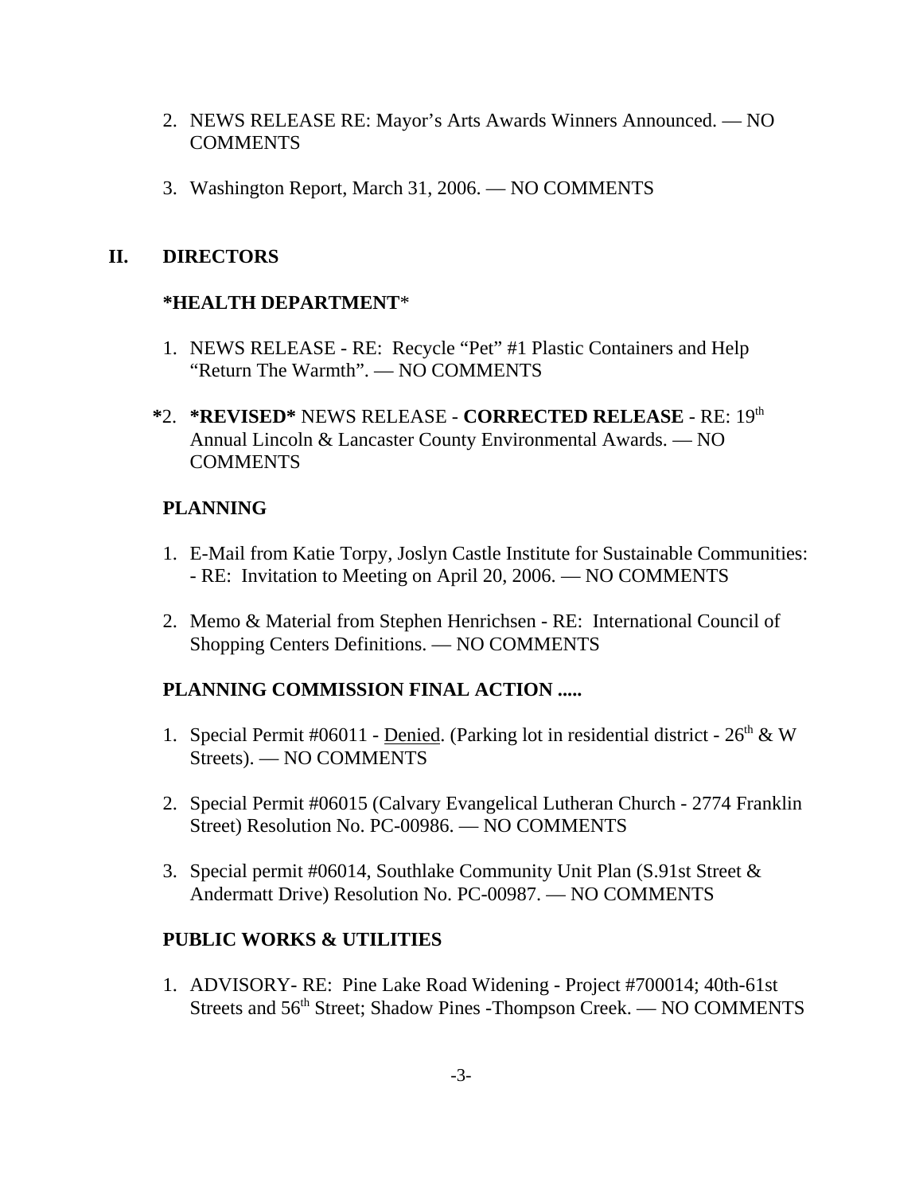2. NEWS RELEASE RE: Mayor's Arts Awards Winners Announced. — NO COMMENTS

3. Washington Report, March 31, 2006. — NO COMMENTS

## II. DIRECTORS

### *HEALTH DEPARTMENT*

1. NEWS RELEASE - RE: Recycle "Pet" #1 Plastic Containers and Help "Return The Warmth". — NO COMMENTS

*2. ***REVISED*** NEWS RELEASE - **CORRECTED RELEASE** - RE: 19th Annual Lincoln & Lancaster County Environmental Awards. — NO COMMENTS

### PLANNING

1. E-Mail from Katie Torpy, Joslyn Castle Institute for Sustainable Communities: - RE: Invitation to Meeting on April 20, 2006. — NO COMMENTS

2. Memo & Material from Stephen Henrichsen - RE: International Council of Shopping Centers Definitions. — NO COMMENTS

### PLANNING COMMISSION FINAL ACTION .....

1. Special Permit #06011 - <u>Denied</u>. (Parking lot in residential district - 26th & W Streets). — NO COMMENTS

2. Special Permit #06015 (Calvary Evangelical Lutheran Church - 2774 Franklin Street) Resolution No. PC-00986. — NO COMMENTS

3. Special permit #06014, Southlake Community Unit Plan (S.91st Street & Andermatt Drive) Resolution No. PC-00987. — NO COMMENTS

### PUBLIC WORKS & UTILITIES

1. ADVISORY- RE: Pine Lake Road Widening - Project #700014; 40th-61st Streets and 56th Street; Shadow Pines -Thompson Creek. — NO COMMENTS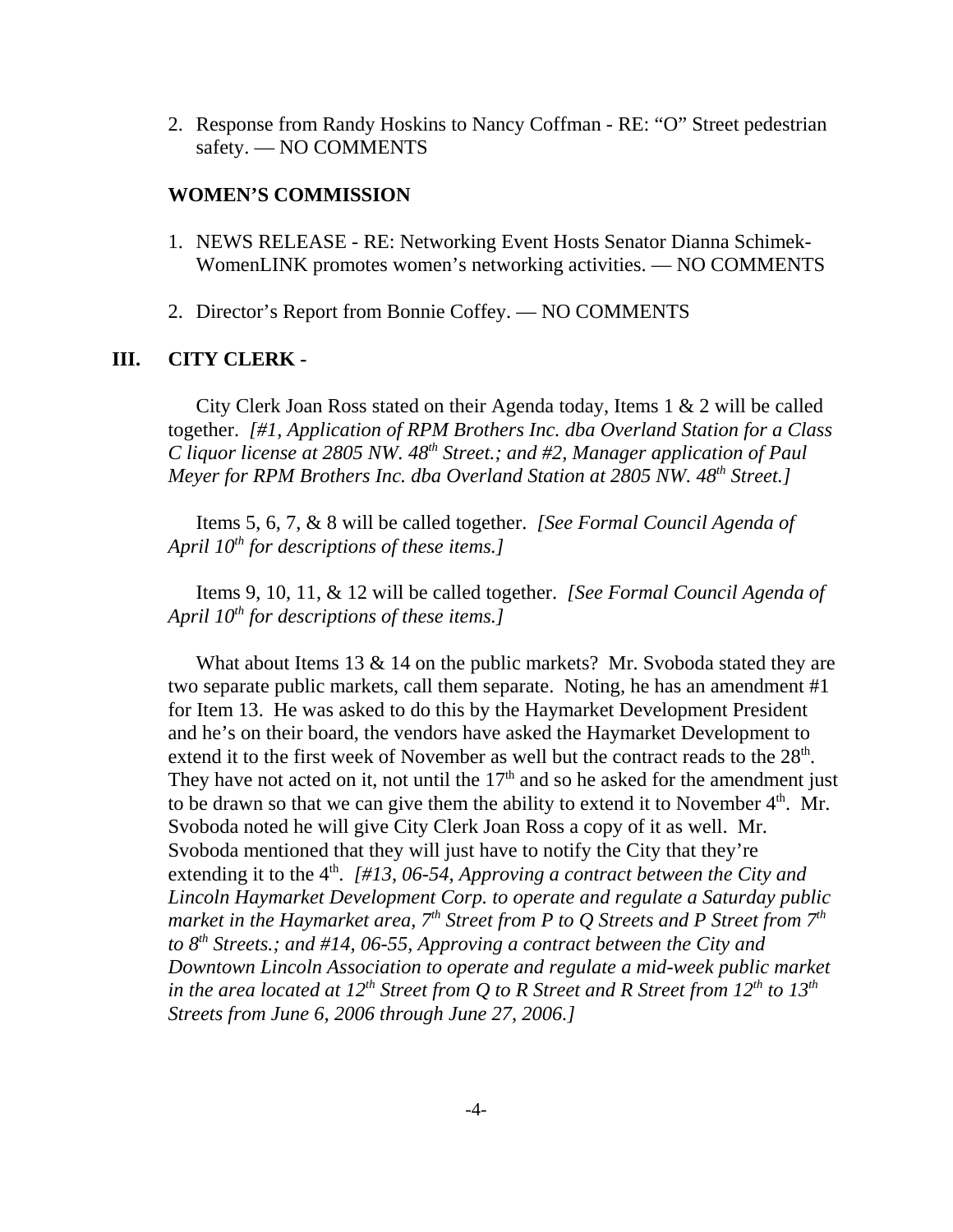2. Response from Randy Hoskins to Nancy Coffman - RE: "O" Street pedestrian safety. — NO COMMENTS

**WOMEN'S COMMISSION**

1. NEWS RELEASE - RE: Networking Event Hosts Senator Dianna Schimek-WomenLINK promotes women's networking activities. — NO COMMENTS

2. Director's Report from Bonnie Coffey. — NO COMMENTS

## III. CITY CLERK -

City Clerk Joan Ross stated on their Agenda today, Items 1 & 2 will be called together. *[#1, Application of RPM Brothers Inc. dba Overland Station for a Class C liquor license at 2805 NW. 48th Street.; and #2, Manager application of Paul Meyer for RPM Brothers Inc. dba Overland Station at 2805 NW. 48th Street.]*

Items 5, 6, 7, & 8 will be called together. *[See Formal Council Agenda of April 10th for descriptions of these items.]*

Items 9, 10, 11, & 12 will be called together. *[See Formal Council Agenda of April 10th for descriptions of these items.]*

What about Items 13 & 14 on the public markets? Mr. Svoboda stated they are two separate public markets, call them separate. Noting, he has an amendment #1 for Item 13. He was asked to do this by the Haymarket Development President and he's on their board, the vendors have asked the Haymarket Development to extend it to the first week of November as well but the contract reads to the 28th. They have not acted on it, not until the 17th and so he asked for the amendment just to be drawn so that we can give them the ability to extend it to November 4th. Mr. Svoboda noted he will give City Clerk Joan Ross a copy of it as well. Mr. Svoboda mentioned that they will just have to notify the City that they're extending it to the 4th. *[#13, 06-54, Approving a contract between the City and Lincoln Haymarket Development Corp. to operate and regulate a Saturday public market in the Haymarket area, 7th Street from P to Q Streets and P Street from 7th to 8th Streets.; and #14, 06-55, Approving a contract between the City and Downtown Lincoln Association to operate and regulate a mid-week public market in the area located at 12th Street from Q to R Street and R Street from 12th to 13th Streets from June 6, 2006 through June 27, 2006.]*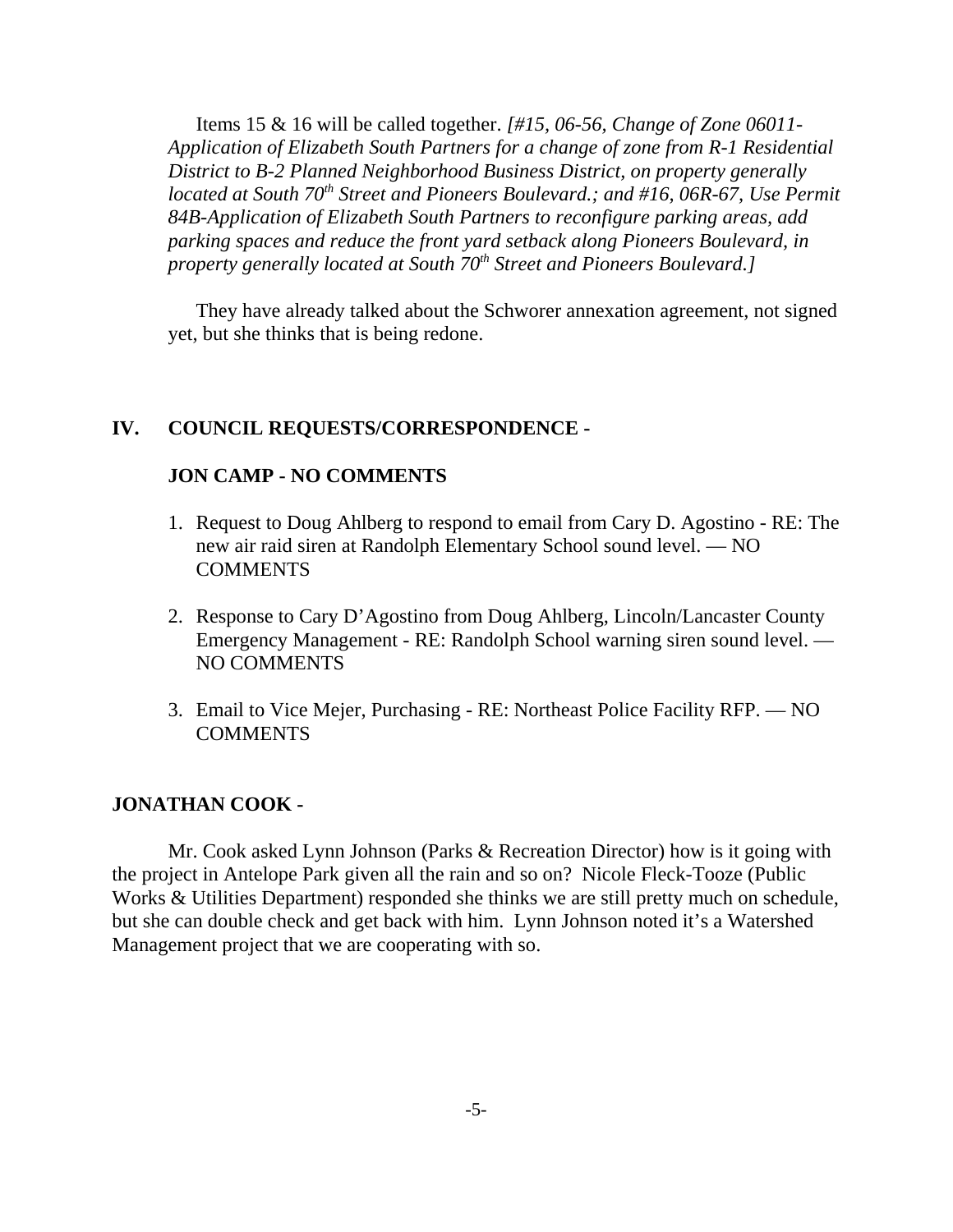Items 15 & 16 will be called together. *[#15, 06-56, Change of Zone 06011-Application of Elizabeth South Partners for a change of zone from R-1 Residential District to B-2 Planned Neighborhood Business District, on property generally located at South 70th Street and Pioneers Boulevard.; and #16, 06R-67, Use Permit 84B-Application of Elizabeth South Partners to reconfigure parking areas, add parking spaces and reduce the front yard setback along Pioneers Boulevard, in property generally located at South 70th Street and Pioneers Boulevard.]*

They have already talked about the Schworer annexation agreement, not signed yet, but she thinks that is being redone.

## IV. COUNCIL REQUESTS/CORRESPONDENCE -

### JON CAMP - NO COMMENTS

1. Request to Doug Ahlberg to respond to email from Cary D. Agostino - RE: The new air raid siren at Randolph Elementary School sound level. — NO COMMENTS

2. Response to Cary D'Agostino from Doug Ahlberg, Lincoln/Lancaster County Emergency Management - RE: Randolph School warning siren sound level. — NO COMMENTS

3. Email to Vice Mejer, Purchasing - RE: Northeast Police Facility RFP. — NO COMMENTS

### JONATHAN COOK -

Mr. Cook asked Lynn Johnson (Parks & Recreation Director) how is it going with the project in Antelope Park given all the rain and so on? Nicole Fleck-Tooze (Public Works & Utilities Department) responded she thinks we are still pretty much on schedule, but she can double check and get back with him. Lynn Johnson noted it's a Watershed Management project that we are cooperating with so.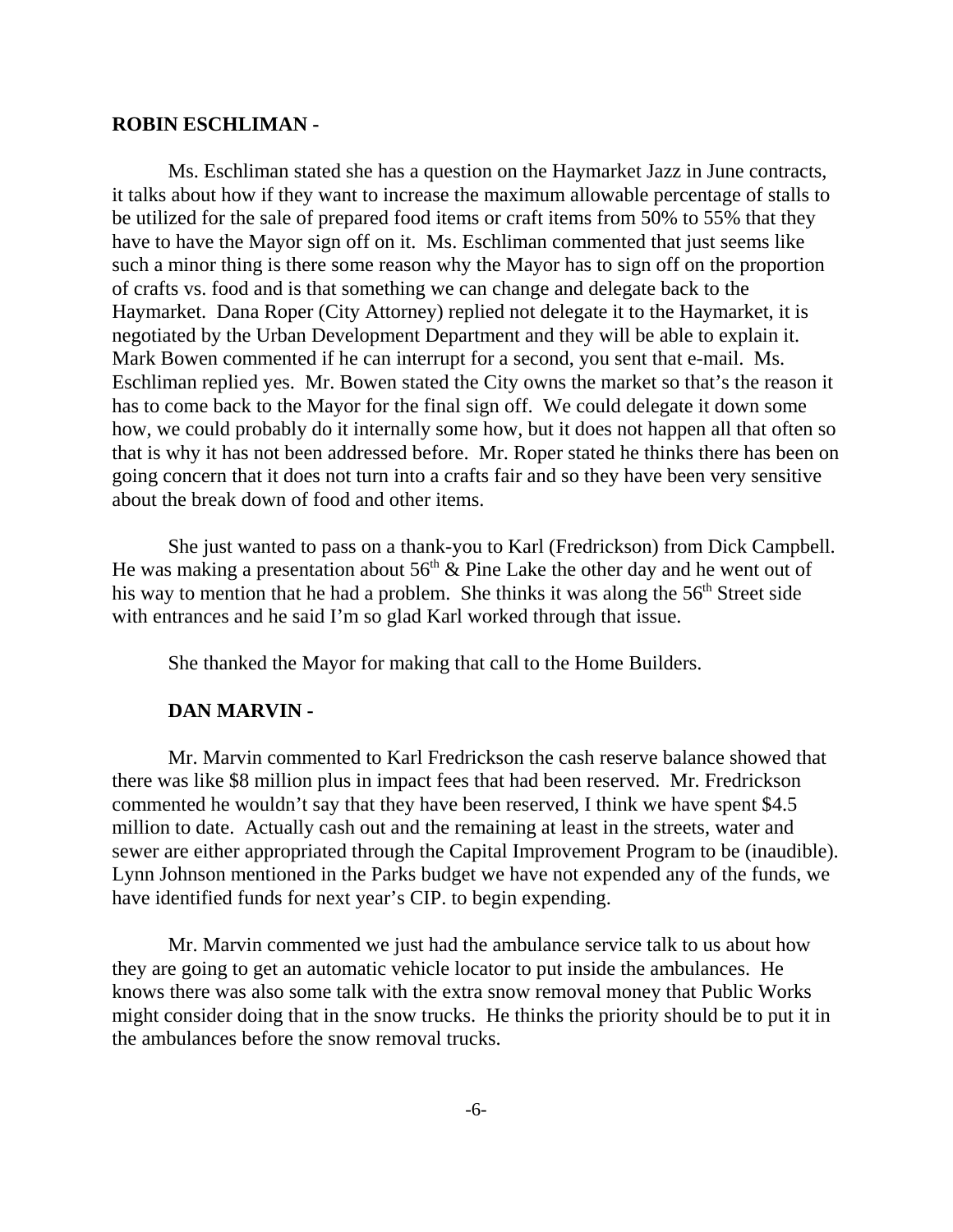**ROBIN ESCHLIMAN -**

Ms. Eschliman stated she has a question on the Haymarket Jazz in June contracts, it talks about how if they want to increase the maximum allowable percentage of stalls to be utilized for the sale of prepared food items or craft items from 50% to 55% that they have to have the Mayor sign off on it. Ms. Eschliman commented that just seems like such a minor thing is there some reason why the Mayor has to sign off on the proportion of crafts vs. food and is that something we can change and delegate back to the Haymarket. Dana Roper (City Attorney) replied not delegate it to the Haymarket, it is negotiated by the Urban Development Department and they will be able to explain it. Mark Bowen commented if he can interrupt for a second, you sent that e-mail. Ms. Eschliman replied yes. Mr. Bowen stated the City owns the market so that's the reason it has to come back to the Mayor for the final sign off. We could delegate it down some how, we could probably do it internally some how, but it does not happen all that often so that is why it has not been addressed before. Mr. Roper stated he thinks there has been on going concern that it does not turn into a crafts fair and so they have been very sensitive about the break down of food and other items.

She just wanted to pass on a thank-you to Karl (Fredrickson) from Dick Campbell. He was making a presentation about 56th & Pine Lake the other day and he went out of his way to mention that he had a problem. She thinks it was along the 56th Street side with entrances and he said I'm so glad Karl worked through that issue.

She thanked the Mayor for making that call to the Home Builders.

**DAN MARVIN -**

Mr. Marvin commented to Karl Fredrickson the cash reserve balance showed that there was like $8 million plus in impact fees that had been reserved. Mr. Fredrickson commented he wouldn't say that they have been reserved, I think we have spent $4.5 million to date. Actually cash out and the remaining at least in the streets, water and sewer are either appropriated through the Capital Improvement Program to be (inaudible). Lynn Johnson mentioned in the Parks budget we have not expended any of the funds, we have identified funds for next year's CIP. to begin expending.

Mr. Marvin commented we just had the ambulance service talk to us about how they are going to get an automatic vehicle locator to put inside the ambulances. He knows there was also some talk with the extra snow removal money that Public Works might consider doing that in the snow trucks. He thinks the priority should be to put it in the ambulances before the snow removal trucks.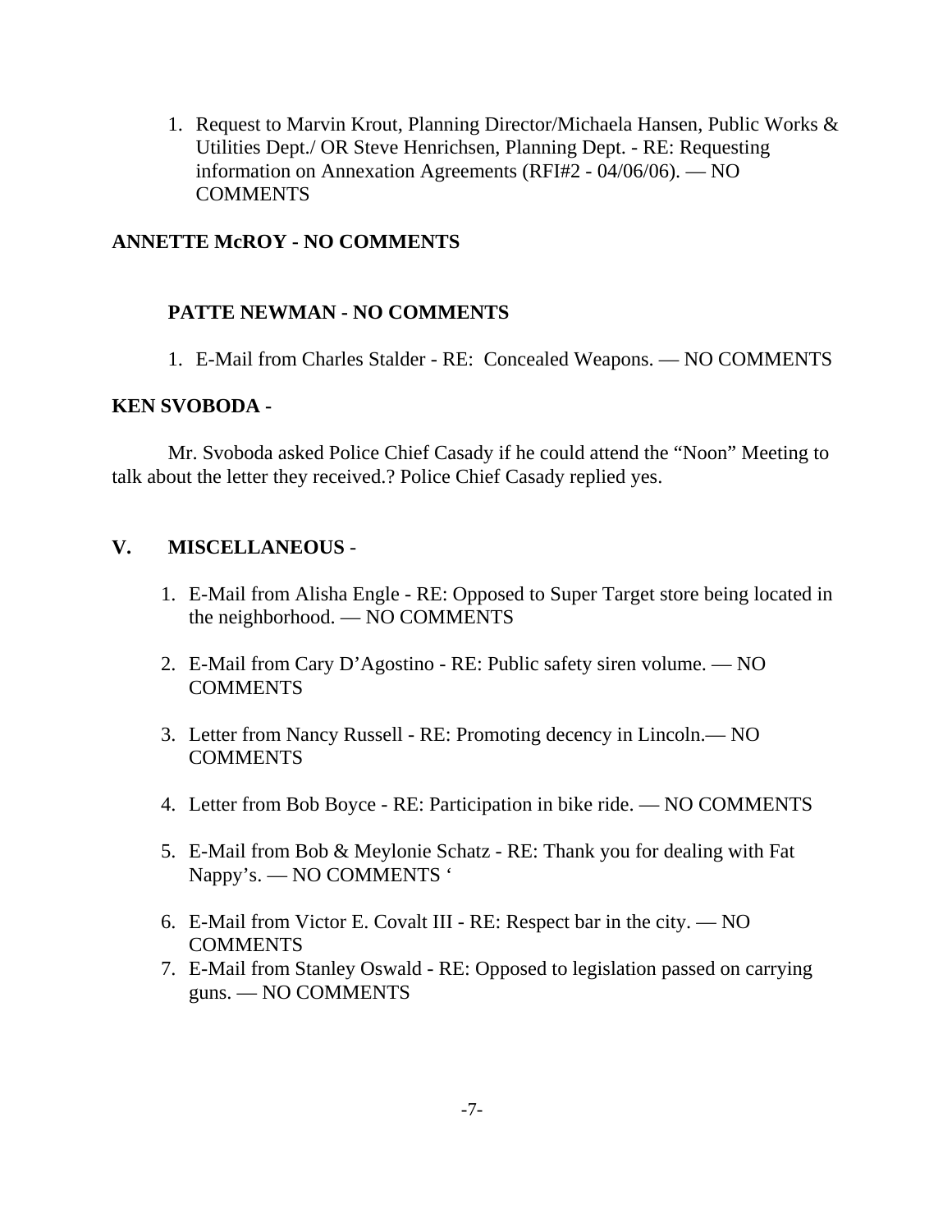1. Request to Marvin Krout, Planning Director/Michaela Hansen, Public Works & Utilities Dept./ OR Steve Henrichsen, Planning Dept. - RE: Requesting information on Annexation Agreements (RFI#2 - 04/06/06). — NO COMMENTS

**ANNETTE McROY - NO COMMENTS**

**PATTE NEWMAN - NO COMMENTS**

1. E-Mail from Charles Stalder - RE: Concealed Weapons. — NO COMMENTS

**KEN SVOBODA -**

Mr. Svoboda asked Police Chief Casady if he could attend the "Noon" Meeting to talk about the letter they received.? Police Chief Casady replied yes.

## V. MISCELLANEOUS -

1. E-Mail from Alisha Engle - RE: Opposed to Super Target store being located in the neighborhood. — NO COMMENTS
2. E-Mail from Cary D'Agostino - RE: Public safety siren volume. — NO COMMENTS
3. Letter from Nancy Russell - RE: Promoting decency in Lincoln.— NO COMMENTS
4. Letter from Bob Boyce - RE: Participation in bike ride. — NO COMMENTS
5. E-Mail from Bob & Meylonie Schatz - RE: Thank you for dealing with Fat Nappy's. — NO COMMENTS '
6. E-Mail from Victor E. Covalt III - RE: Respect bar in the city. — NO COMMENTS
7. E-Mail from Stanley Oswald - RE: Opposed to legislation passed on carrying guns. — NO COMMENTS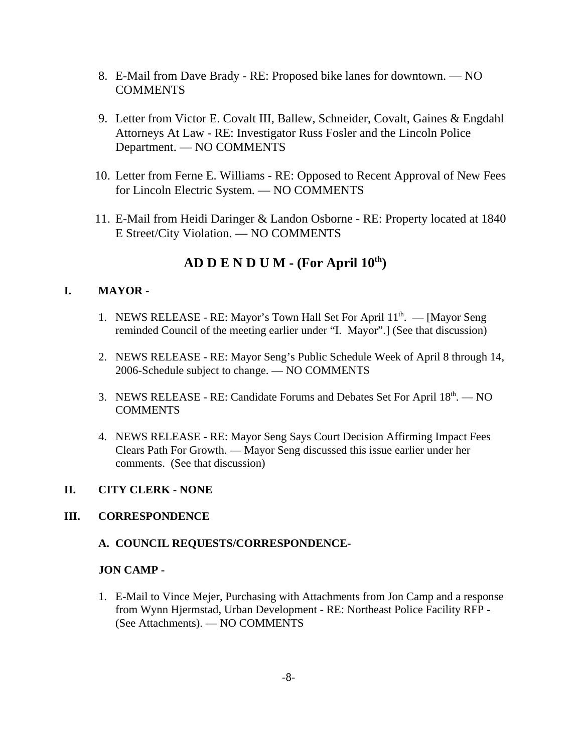8. E-Mail from Dave Brady - RE: Proposed bike lanes for downtown. — NO COMMENTS

9. Letter from Victor E. Covalt III, Ballew, Schneider, Covalt, Gaines & Engdahl Attorneys At Law - RE: Investigator Russ Fosler and the Lincoln Police Department. — NO COMMENTS

10. Letter from Ferne E. Williams - RE: Opposed to Recent Approval of New Fees for Lincoln Electric System. — NO COMMENTS

11. E-Mail from Heidi Daringer & Landon Osborne - RE: Property located at 1840 E Street/City Violation. — NO COMMENTS

## AD D E N D U M - (For April 10th)

**I. MAYOR -**

1. NEWS RELEASE - RE: Mayor's Town Hall Set For April 11th. — [Mayor Seng reminded Council of the meeting earlier under "I. Mayor".] (See that discussion)

2. NEWS RELEASE - RE: Mayor Seng's Public Schedule Week of April 8 through 14, 2006-Schedule subject to change. — NO COMMENTS

3. NEWS RELEASE - RE: Candidate Forums and Debates Set For April 18th. — NO COMMENTS

4. NEWS RELEASE - RE: Mayor Seng Says Court Decision Affirming Impact Fees Clears Path For Growth. — Mayor Seng discussed this issue earlier under her comments. (See that discussion)

**II. CITY CLERK - NONE**

**III. CORRESPONDENCE**

**A. COUNCIL REQUESTS/CORRESPONDENCE-**

**JON CAMP -**

1. E-Mail to Vince Mejer, Purchasing with Attachments from Jon Camp and a response from Wynn Hjermstad, Urban Development - RE: Northeast Police Facility RFP - (See Attachments). — NO COMMENTS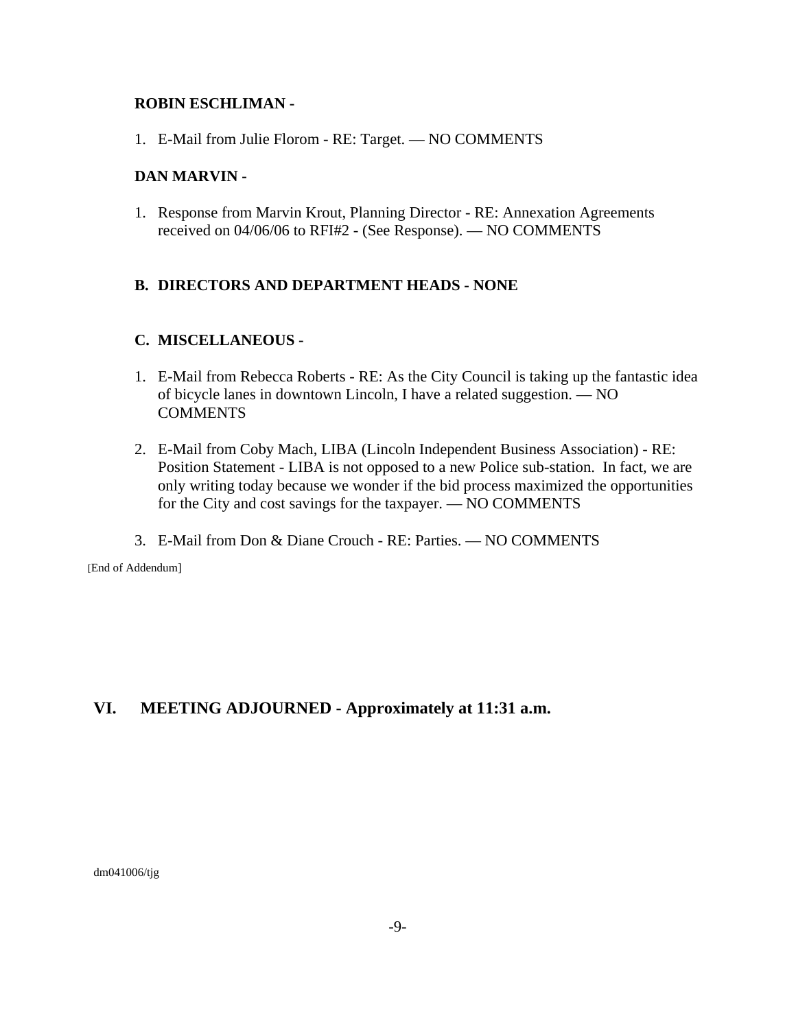**ROBIN ESCHLIMAN -**

1. E-Mail from Julie Florom - RE: Target. — NO COMMENTS

**DAN MARVIN -**

1. Response from Marvin Krout, Planning Director - RE: Annexation Agreements received on 04/06/06 to RFI#2 - (See Response). — NO COMMENTS

**B. DIRECTORS AND DEPARTMENT HEADS - NONE**

**C. MISCELLANEOUS -**

1. E-Mail from Rebecca Roberts - RE: As the City Council is taking up the fantastic idea of bicycle lanes in downtown Lincoln, I have a related suggestion. — NO COMMENTS

2. E-Mail from Coby Mach, LIBA (Lincoln Independent Business Association) - RE: Position Statement - LIBA is not opposed to a new Police sub-station. In fact, we are only writing today because we wonder if the bid process maximized the opportunities for the City and cost savings for the taxpayer. — NO COMMENTS

3. E-Mail from Don & Diane Crouch - RE: Parties. — NO COMMENTS

[End of Addendum]

## VI. MEETING ADJOURNED - Approximately at 11:31 a.m.

dm041006/tjg